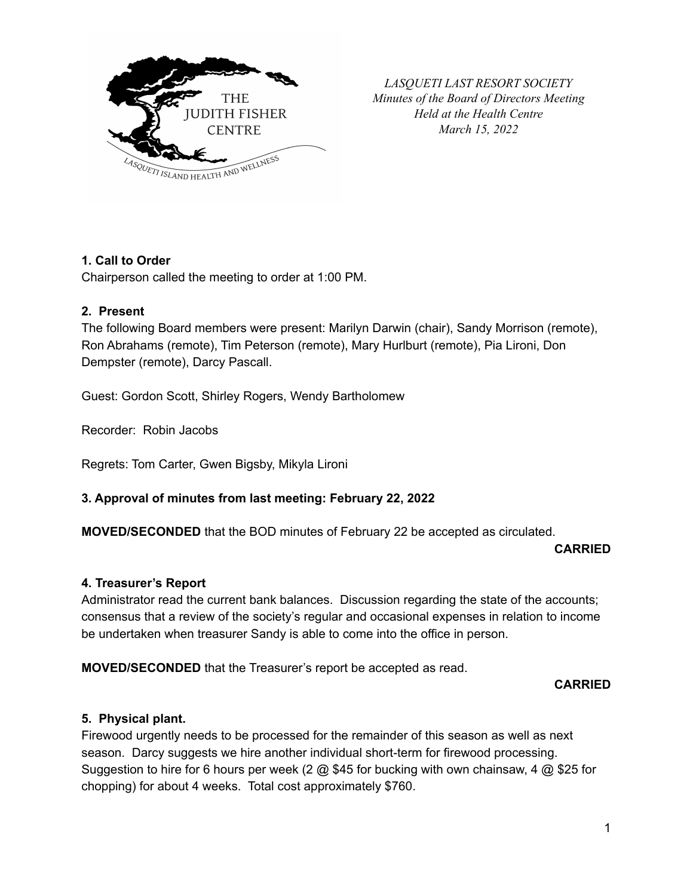THE JUDITH FISHER CENTRE

LASQUETI ISLAND HEALTH AND WELLNESS

*LASQUETI LAST RESORT SOCIETY*
*Minutes of the Board of Directors Meeting*
*Held at the Health Centre*
*March 15, 2022*

**1. Call to Order**

Chairperson called the meeting to order at 1:00 PM.

**2. Present**

The following Board members were present: Marilyn Darwin (chair), Sandy Morrison (remote), Ron Abrahams (remote), Tim Peterson (remote), Mary Hurlburt (remote), Pia Lironi, Don Dempster (remote), Darcy Pascall.

Guest: Gordon Scott, Shirley Rogers, Wendy Bartholomew

Recorder: Robin Jacobs

Regrets: Tom Carter, Gwen Bigsby, Mikyla Lironi

**3. Approval of minutes from last meeting: February 22, 2022**

**MOVED/SECONDED** that the BOD minutes of February 22 be accepted as circulated.

**CARRIED**

**4. Treasurer's Report**

Administrator read the current bank balances. Discussion regarding the state of the accounts; consensus that a review of the society's regular and occasional expenses in relation to income be undertaken when treasurer Sandy is able to come into the office in person.

**MOVED/SECONDED** that the Treasurer's report be accepted as read.

**CARRIED**

**5. Physical plant.**

Firewood urgently needs to be processed for the remainder of this season as well as next season. Darcy suggests we hire another individual short-term for firewood processing. Suggestion to hire for 6 hours per week (2 @ $45 for bucking with own chainsaw, 4 @ $25 for chopping) for about 4 weeks. Total cost approximately $760.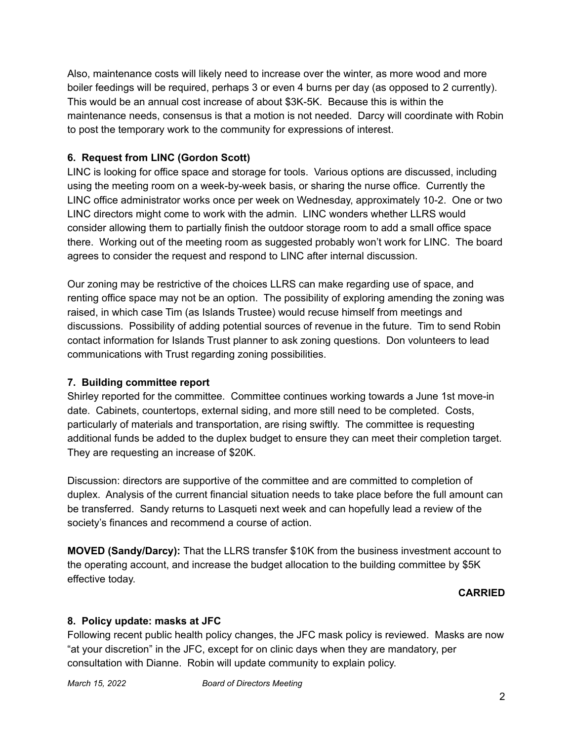Also, maintenance costs will likely need to increase over the winter, as more wood and more boiler feedings will be required, perhaps 3 or even 4 burns per day (as opposed to 2 currently). This would be an annual cost increase of about $3K-5K. Because this is within the maintenance needs, consensus is that a motion is not needed. Darcy will coordinate with Robin to post the temporary work to the community for expressions of interest.

**6. Request from LINC (Gordon Scott)**

LINC is looking for office space and storage for tools. Various options are discussed, including using the meeting room on a week-by-week basis, or sharing the nurse office. Currently the LINC office administrator works once per week on Wednesday, approximately 10-2. One or two LINC directors might come to work with the admin. LINC wonders whether LLRS would consider allowing them to partially finish the outdoor storage room to add a small office space there. Working out of the meeting room as suggested probably won't work for LINC. The board agrees to consider the request and respond to LINC after internal discussion.

Our zoning may be restrictive of the choices LLRS can make regarding use of space, and renting office space may not be an option. The possibility of exploring amending the zoning was raised, in which case Tim (as Islands Trustee) would recuse himself from meetings and discussions. Possibility of adding potential sources of revenue in the future. Tim to send Robin contact information for Islands Trust planner to ask zoning questions. Don volunteers to lead communications with Trust regarding zoning possibilities.

**7. Building committee report**

Shirley reported for the committee. Committee continues working towards a June 1st move-in date. Cabinets, countertops, external siding, and more still need to be completed. Costs, particularly of materials and transportation, are rising swiftly. The committee is requesting additional funds be added to the duplex budget to ensure they can meet their completion target. They are requesting an increase of $20K.

Discussion: directors are supportive of the committee and are committed to completion of duplex. Analysis of the current financial situation needs to take place before the full amount can be transferred. Sandy returns to Lasqueti next week and can hopefully lead a review of the society's finances and recommend a course of action.

**MOVED (Sandy/Darcy):** That the LLRS transfer $10K from the business investment account to the operating account, and increase the budget allocation to the building committee by $5K effective today.

**CARRIED**

**8. Policy update: masks at JFC**

Following recent public health policy changes, the JFC mask policy is reviewed. Masks are now "at your discretion" in the JFC, except for on clinic days when they are mandatory, per consultation with Dianne. Robin will update community to explain policy.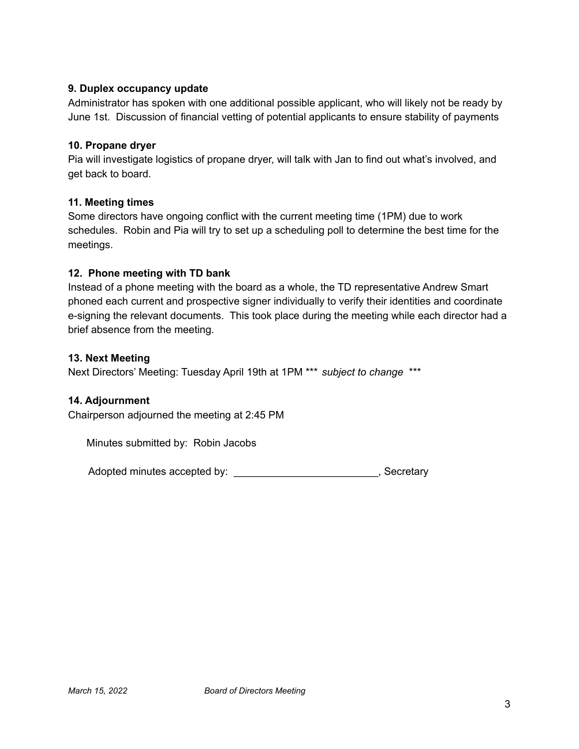**9. Duplex occupancy update**

Administrator has spoken with one additional possible applicant, who will likely not be ready by June 1st. Discussion of financial vetting of potential applicants to ensure stability of payments

**10. Propane dryer**

Pia will investigate logistics of propane dryer, will talk with Jan to find out what's involved, and get back to board.

**11. Meeting times**

Some directors have ongoing conflict with the current meeting time (1PM) due to work schedules. Robin and Pia will try to set up a scheduling poll to determine the best time for the meetings.

**12. Phone meeting with TD bank**

Instead of a phone meeting with the board as a whole, the TD representative Andrew Smart phoned each current and prospective signer individually to verify their identities and coordinate e-signing the relevant documents. This took place during the meeting while each director had a brief absence from the meeting.

**13. Next Meeting**

Next Directors' Meeting: Tuesday April 19th at 1PM *** *subject to change* ***

**14. Adjournment**

Chairperson adjourned the meeting at 2:45 PM

Minutes submitted by: Robin Jacobs

Adopted minutes accepted by: ________________________, Secretary